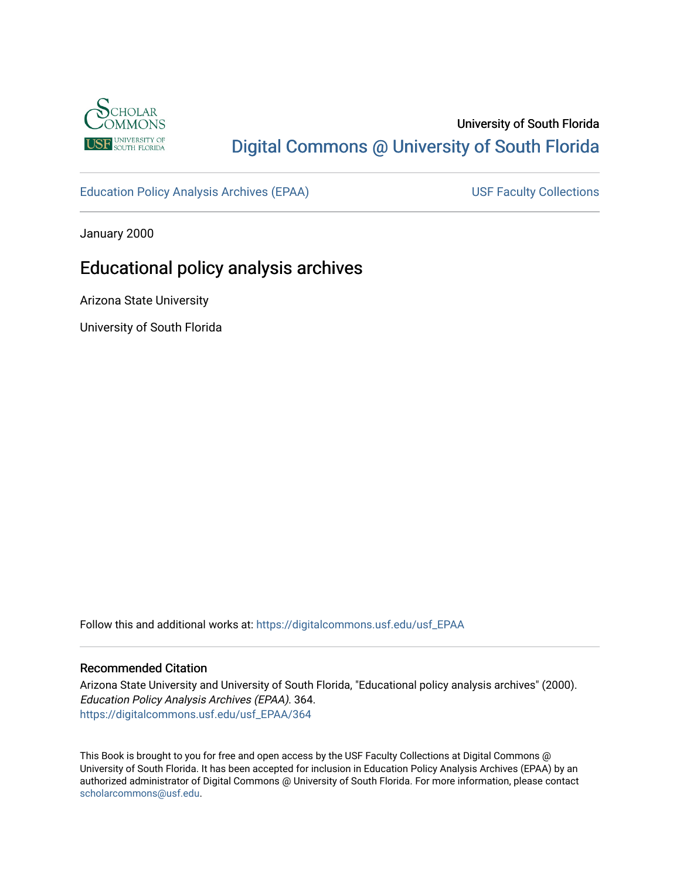University of South Florida

Digital Commons @ University of South Florida

Education Policy Analysis Archives (EPAA) USF Faculty Collections

January 2000

# Educational policy analysis archives

Arizona State University

University of South Florida

Follow this and additional works at: https://digitalcommons.usf.edu/usf_EPAA

## Recommended Citation

Arizona State University and University of South Florida, "Educational policy analysis archives" (2000). *Education Policy Analysis Archives (EPAA)*. 364.
https://digitalcommons.usf.edu/usf_EPAA/364

This Book is brought to you for free and open access by the USF Faculty Collections at Digital Commons @ University of South Florida. It has been accepted for inclusion in Education Policy Analysis Archives (EPAA) by an authorized administrator of Digital Commons @ University of South Florida. For more information, please contact scholarcommons@usf.edu.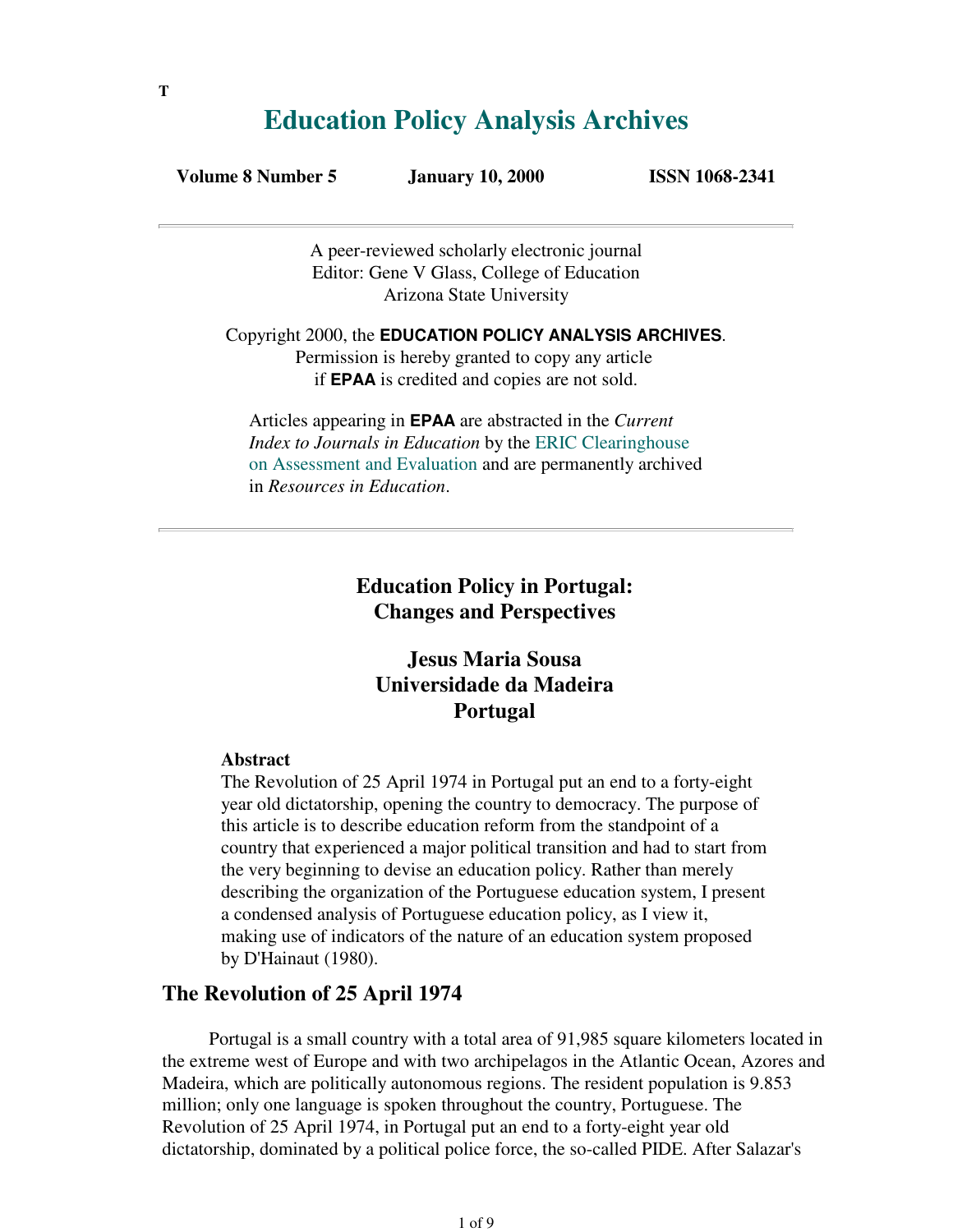T

# Education Policy Analysis Archives

**Volume 8 Number 5** **January 10, 2000** **ISSN 1068-2341**

---

A peer-reviewed scholarly electronic journal
Editor: Gene V Glass, College of Education
Arizona State University

Copyright 2000, the **EDUCATION POLICY ANALYSIS ARCHIVES**.
Permission is hereby granted to copy any article
if **EPAA** is credited and copies are not sold.

Articles appearing in **EPAA** are abstracted in the *Current Index to Journals in Education* by the ERIC Clearinghouse on Assessment and Evaluation and are permanently archived in *Resources in Education*.

---

## Education Policy in Portugal: Changes and Perspectives

### Jesus Maria Sousa
### Universidade da Madeira
### Portugal

**Abstract**
The Revolution of 25 April 1974 in Portugal put an end to a forty-eight year old dictatorship, opening the country to democracy. The purpose of this article is to describe education reform from the standpoint of a country that experienced a major political transition and had to start from the very beginning to devise an education policy. Rather than merely describing the organization of the Portuguese education system, I present a condensed analysis of Portuguese education policy, as I view it, making use of indicators of the nature of an education system proposed by D'Hainaut (1980).

## The Revolution of 25 April 1974

Portugal is a small country with a total area of 91,985 square kilometers located in the extreme west of Europe and with two archipelagos in the Atlantic Ocean, Azores and Madeira, which are politically autonomous regions. The resident population is 9.853 million; only one language is spoken throughout the country, Portuguese. The Revolution of 25 April 1974, in Portugal put an end to a forty-eight year old dictatorship, dominated by a political police force, the so-called PIDE. After Salazar's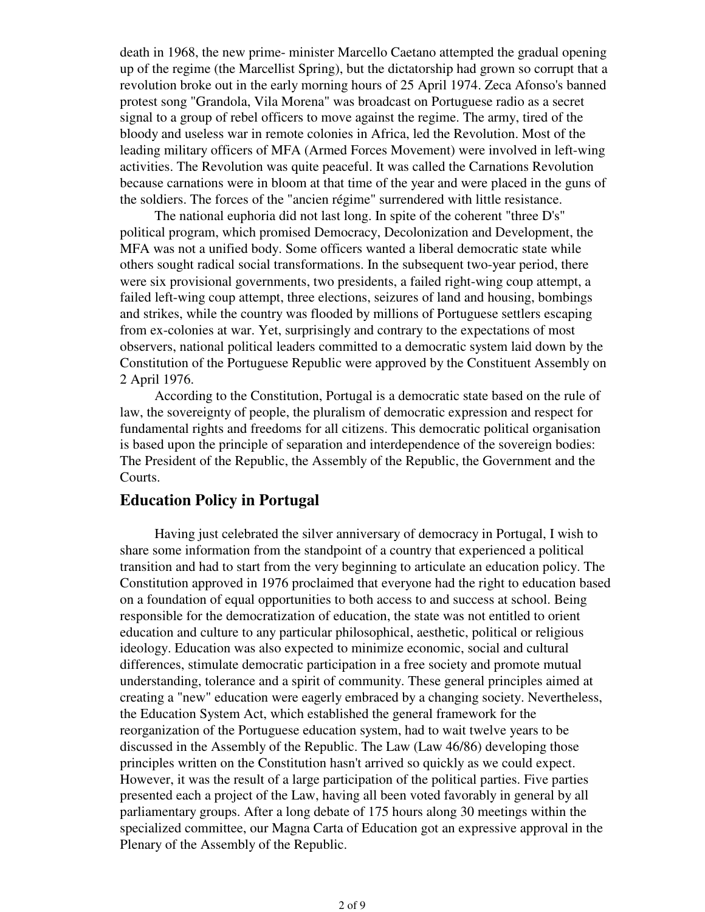death in 1968, the new prime- minister Marcello Caetano attempted the gradual opening up of the regime (the Marcellist Spring), but the dictatorship had grown so corrupt that a revolution broke out in the early morning hours of 25 April 1974. Zeca Afonso's banned protest song "Grandola, Vila Morena" was broadcast on Portuguese radio as a secret signal to a group of rebel officers to move against the regime. The army, tired of the bloody and useless war in remote colonies in Africa, led the Revolution. Most of the leading military officers of MFA (Armed Forces Movement) were involved in left-wing activities. The Revolution was quite peaceful. It was called the Carnations Revolution because carnations were in bloom at that time of the year and were placed in the guns of the soldiers. The forces of the "ancien régime" surrendered with little resistance.

The national euphoria did not last long. In spite of the coherent "three D's" political program, which promised Democracy, Decolonization and Development, the MFA was not a unified body. Some officers wanted a liberal democratic state while others sought radical social transformations. In the subsequent two-year period, there were six provisional governments, two presidents, a failed right-wing coup attempt, a failed left-wing coup attempt, three elections, seizures of land and housing, bombings and strikes, while the country was flooded by millions of Portuguese settlers escaping from ex-colonies at war. Yet, surprisingly and contrary to the expectations of most observers, national political leaders committed to a democratic system laid down by the Constitution of the Portuguese Republic were approved by the Constituent Assembly on 2 April 1976.

According to the Constitution, Portugal is a democratic state based on the rule of law, the sovereignty of people, the pluralism of democratic expression and respect for fundamental rights and freedoms for all citizens. This democratic political organisation is based upon the principle of separation and interdependence of the sovereign bodies: The President of the Republic, the Assembly of the Republic, the Government and the Courts.

## Education Policy in Portugal

Having just celebrated the silver anniversary of democracy in Portugal, I wish to share some information from the standpoint of a country that experienced a political transition and had to start from the very beginning to articulate an education policy. The Constitution approved in 1976 proclaimed that everyone had the right to education based on a foundation of equal opportunities to both access to and success at school. Being responsible for the democratization of education, the state was not entitled to orient education and culture to any particular philosophical, aesthetic, political or religious ideology. Education was also expected to minimize economic, social and cultural differences, stimulate democratic participation in a free society and promote mutual understanding, tolerance and a spirit of community. These general principles aimed at creating a "new" education were eagerly embraced by a changing society. Nevertheless, the Education System Act, which established the general framework for the reorganization of the Portuguese education system, had to wait twelve years to be discussed in the Assembly of the Republic. The Law (Law 46/86) developing those principles written on the Constitution hasn't arrived so quickly as we could expect. However, it was the result of a large participation of the political parties. Five parties presented each a project of the Law, having all been voted favorably in general by all parliamentary groups. After a long debate of 175 hours along 30 meetings within the specialized committee, our Magna Carta of Education got an expressive approval in the Plenary of the Assembly of the Republic.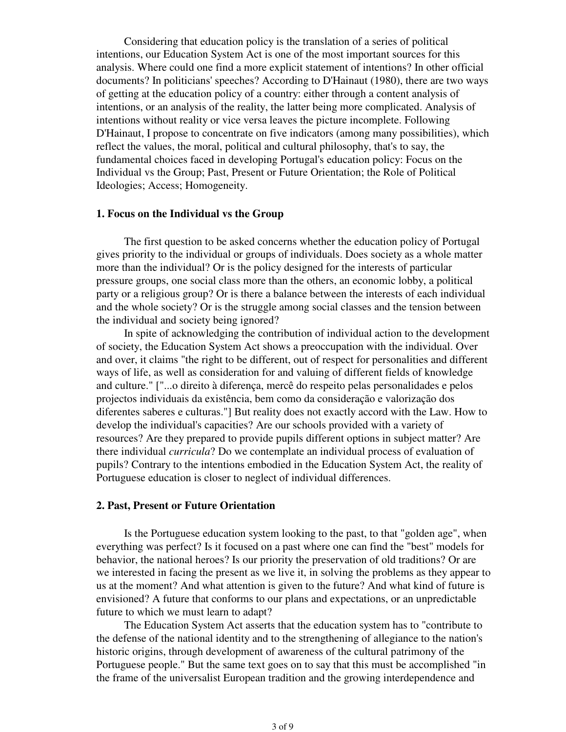Considering that education policy is the translation of a series of political intentions, our Education System Act is one of the most important sources for this analysis. Where could one find a more explicit statement of intentions? In other official documents? In politicians' speeches? According to D'Hainaut (1980), there are two ways of getting at the education policy of a country: either through a content analysis of intentions, or an analysis of the reality, the latter being more complicated. Analysis of intentions without reality or vice versa leaves the picture incomplete. Following D'Hainaut, I propose to concentrate on five indicators (among many possibilities), which reflect the values, the moral, political and cultural philosophy, that's to say, the fundamental choices faced in developing Portugal's education policy: Focus on the Individual vs the Group; Past, Present or Future Orientation; the Role of Political Ideologies; Access; Homogeneity.

### 1. Focus on the Individual vs the Group

The first question to be asked concerns whether the education policy of Portugal gives priority to the individual or groups of individuals. Does society as a whole matter more than the individual? Or is the policy designed for the interests of particular pressure groups, one social class more than the others, an economic lobby, a political party or a religious group? Or is there a balance between the interests of each individual and the whole society? Or is the struggle among social classes and the tension between the individual and society being ignored?

In spite of acknowledging the contribution of individual action to the development of society, the Education System Act shows a preoccupation with the individual. Over and over, it claims "the right to be different, out of respect for personalities and different ways of life, as well as consideration for and valuing of different fields of knowledge and culture." ["...o direito à diferença, mercê do respeito pelas personalidades e pelos projectos individuais da existência, bem como da consideração e valorização dos diferentes saberes e culturas."] But reality does not exactly accord with the Law. How to develop the individual's capacities? Are our schools provided with a variety of resources? Are they prepared to provide pupils different options in subject matter? Are there individual *curricula*? Do we contemplate an individual process of evaluation of pupils? Contrary to the intentions embodied in the Education System Act, the reality of Portuguese education is closer to neglect of individual differences.

### 2. Past, Present or Future Orientation

Is the Portuguese education system looking to the past, to that "golden age", when everything was perfect? Is it focused on a past where one can find the "best" models for behavior, the national heroes? Is our priority the preservation of old traditions? Or are we interested in facing the present as we live it, in solving the problems as they appear to us at the moment? And what attention is given to the future? And what kind of future is envisioned? A future that conforms to our plans and expectations, or an unpredictable future to which we must learn to adapt?

The Education System Act asserts that the education system has to "contribute to the defense of the national identity and to the strengthening of allegiance to the nation's historic origins, through development of awareness of the cultural patrimony of the Portuguese people." But the same text goes on to say that this must be accomplished "in the frame of the universalist European tradition and the growing interdependence and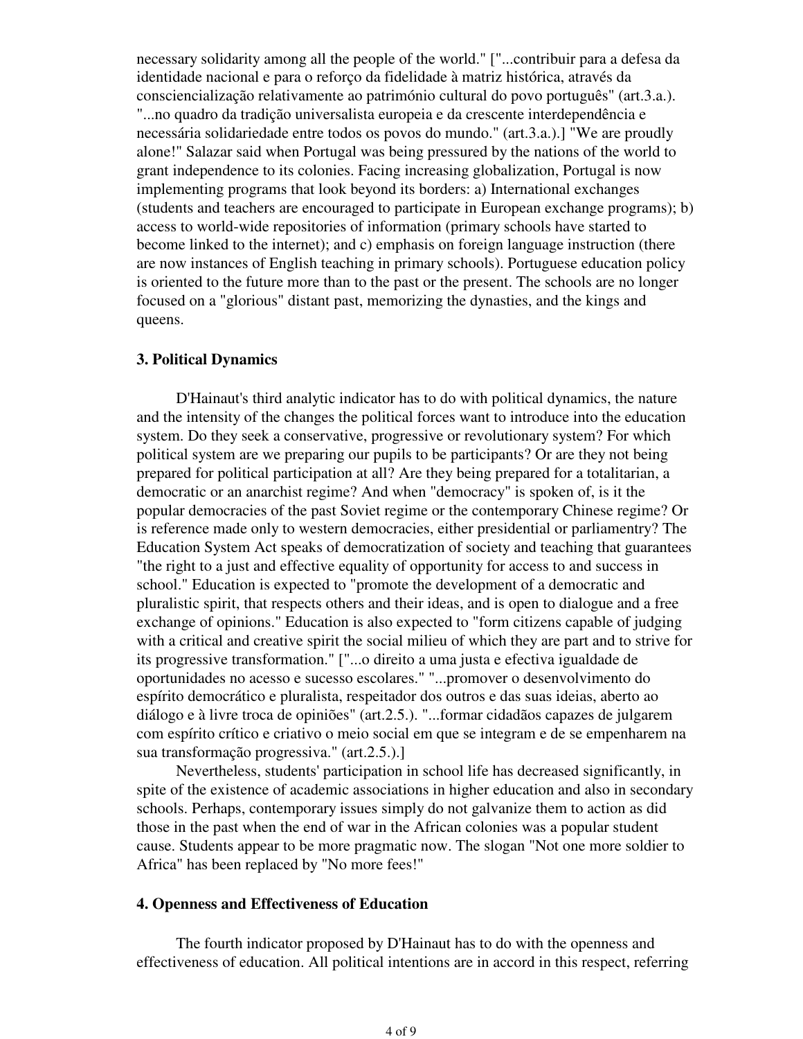necessary solidarity among all the people of the world." ["...contribuir para a defesa da identidade nacional e para o reforço da fidelidade à matriz histórica, através da consciencialização relativamente ao património cultural do povo português" (art.3.a.). "...no quadro da tradição universalista europeia e da crescente interdependência e necessária solidariedade entre todos os povos do mundo." (art.3.a.).] "We are proudly alone!" Salazar said when Portugal was being pressured by the nations of the world to grant independence to its colonies. Facing increasing globalization, Portugal is now implementing programs that look beyond its borders: a) International exchanges (students and teachers are encouraged to participate in European exchange programs); b) access to world-wide repositories of information (primary schools have started to become linked to the internet); and c) emphasis on foreign language instruction (there are now instances of English teaching in primary schools). Portuguese education policy is oriented to the future more than to the past or the present. The schools are no longer focused on a "glorious" distant past, memorizing the dynasties, and the kings and queens.

### 3. Political Dynamics

D'Hainaut's third analytic indicator has to do with political dynamics, the nature and the intensity of the changes the political forces want to introduce into the education system. Do they seek a conservative, progressive or revolutionary system? For which political system are we preparing our pupils to be participants? Or are they not being prepared for political participation at all? Are they being prepared for a totalitarian, a democratic or an anarchist regime? And when "democracy" is spoken of, is it the popular democracies of the past Soviet regime or the contemporary Chinese regime? Or is reference made only to western democracies, either presidential or parliamentry? The Education System Act speaks of democratization of society and teaching that guarantees "the right to a just and effective equality of opportunity for access to and success in school." Education is expected to "promote the development of a democratic and pluralistic spirit, that respects others and their ideas, and is open to dialogue and a free exchange of opinions." Education is also expected to "form citizens capable of judging with a critical and creative spirit the social milieu of which they are part and to strive for its progressive transformation." ["...o direito a uma justa e efectiva igualdade de oportunidades no acesso e sucesso escolares." "...promover o desenvolvimento do espírito democrático e pluralista, respeitador dos outros e das suas ideias, aberto ao diálogo e à livre troca de opiniões" (art.2.5.). "...formar cidadãos capazes de julgarem com espírito crítico e criativo o meio social em que se integram e de se empenharem na sua transformação progressiva." (art.2.5.).]

Nevertheless, students' participation in school life has decreased significantly, in spite of the existence of academic associations in higher education and also in secondary schools. Perhaps, contemporary issues simply do not galvanize them to action as did those in the past when the end of war in the African colonies was a popular student cause. Students appear to be more pragmatic now. The slogan "Not one more soldier to Africa" has been replaced by "No more fees!"

### 4. Openness and Effectiveness of Education

The fourth indicator proposed by D'Hainaut has to do with the openness and effectiveness of education. All political intentions are in accord in this respect, referring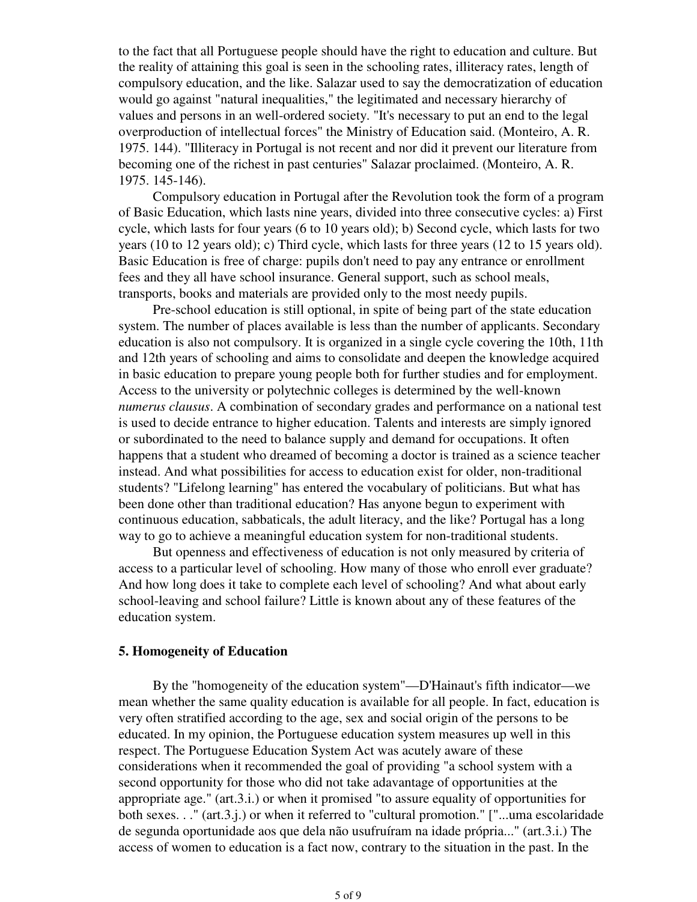to the fact that all Portuguese people should have the right to education and culture. But the reality of attaining this goal is seen in the schooling rates, illiteracy rates, length of compulsory education, and the like. Salazar used to say the democratization of education would go against "natural inequalities," the legitimated and necessary hierarchy of values and persons in an well-ordered society. "It's necessary to put an end to the legal overproduction of intellectual forces" the Ministry of Education said. (Monteiro, A. R. 1975. 144). "Illiteracy in Portugal is not recent and nor did it prevent our literature from becoming one of the richest in past centuries" Salazar proclaimed. (Monteiro, A. R. 1975. 145-146).

Compulsory education in Portugal after the Revolution took the form of a program of Basic Education, which lasts nine years, divided into three consecutive cycles: a) First cycle, which lasts for four years (6 to 10 years old); b) Second cycle, which lasts for two years (10 to 12 years old); c) Third cycle, which lasts for three years (12 to 15 years old). Basic Education is free of charge: pupils don't need to pay any entrance or enrollment fees and they all have school insurance. General support, such as school meals, transports, books and materials are provided only to the most needy pupils.

Pre-school education is still optional, in spite of being part of the state education system. The number of places available is less than the number of applicants. Secondary education is also not compulsory. It is organized in a single cycle covering the 10th, 11th and 12th years of schooling and aims to consolidate and deepen the knowledge acquired in basic education to prepare young people both for further studies and for employment. Access to the university or polytechnic colleges is determined by the well-known *numerus clausus*. A combination of secondary grades and performance on a national test is used to decide entrance to higher education. Talents and interests are simply ignored or subordinated to the need to balance supply and demand for occupations. It often happens that a student who dreamed of becoming a doctor is trained as a science teacher instead. And what possibilities for access to education exist for older, non-traditional students? "Lifelong learning" has entered the vocabulary of politicians. But what has been done other than traditional education? Has anyone begun to experiment with continuous education, sabbaticals, the adult literacy, and the like? Portugal has a long way to go to achieve a meaningful education system for non-traditional students.

But openness and effectiveness of education is not only measured by criteria of access to a particular level of schooling. How many of those who enroll ever graduate? And how long does it take to complete each level of schooling? And what about early school-leaving and school failure? Little is known about any of these features of the education system.

### 5. Homogeneity of Education

By the "homogeneity of the education system"—D'Hainaut's fifth indicator—we mean whether the same quality education is available for all people. In fact, education is very often stratified according to the age, sex and social origin of the persons to be educated. In my opinion, the Portuguese education system measures up well in this respect. The Portuguese Education System Act was acutely aware of these considerations when it recommended the goal of providing "a school system with a second opportunity for those who did not take adavantage of opportunities at the appropriate age." (art.3.i.) or when it promised "to assure equality of opportunities for both sexes. . ." (art.3.j.) or when it referred to "cultural promotion." ["...uma escolaridade de segunda oportunidade aos que dela não usufruíram na idade própria..." (art.3.i.) The access of women to education is a fact now, contrary to the situation in the past. In the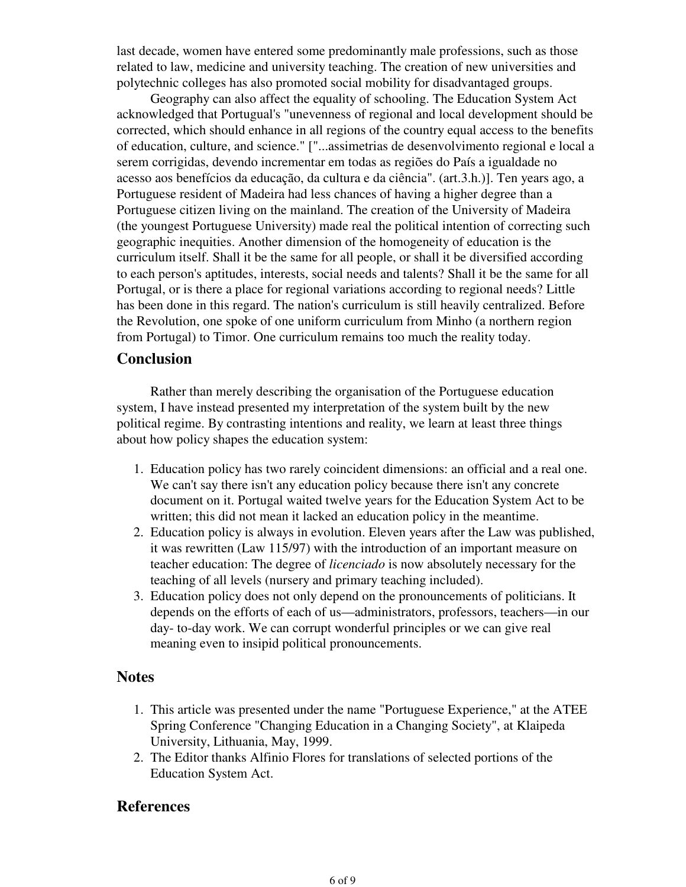last decade, women have entered some predominantly male professions, such as those related to law, medicine and university teaching. The creation of new universities and polytechnic colleges has also promoted social mobility for disadvantaged groups.

Geography can also affect the equality of schooling. The Education System Act acknowledged that Portugal's "unevenness of regional and local development should be corrected, which should enhance in all regions of the country equal access to the benefits of education, culture, and science." ["...assimetrias de desenvolvimento regional e local a serem corrigidas, devendo incrementar em todas as regiões do País a igualdade no acesso aos benefícios da educação, da cultura e da ciência". (art.3.h.)]. Ten years ago, a Portuguese resident of Madeira had less chances of having a higher degree than a Portuguese citizen living on the mainland. The creation of the University of Madeira (the youngest Portuguese University) made real the political intention of correcting such geographic inequities. Another dimension of the homogeneity of education is the curriculum itself. Shall it be the same for all people, or shall it be diversified according to each person's aptitudes, interests, social needs and talents? Shall it be the same for all Portugal, or is there a place for regional variations according to regional needs? Little has been done in this regard. The nation's curriculum is still heavily centralized. Before the Revolution, one spoke of one uniform curriculum from Minho (a northern region from Portugal) to Timor. One curriculum remains too much the reality today.

## Conclusion

Rather than merely describing the organisation of the Portuguese education system, I have instead presented my interpretation of the system built by the new political regime. By contrasting intentions and reality, we learn at least three things about how policy shapes the education system:

1. Education policy has two rarely coincident dimensions: an official and a real one. We can't say there isn't any education policy because there isn't any concrete document on it. Portugal waited twelve years for the Education System Act to be written; this did not mean it lacked an education policy in the meantime.
2. Education policy is always in evolution. Eleven years after the Law was published, it was rewritten (Law 115/97) with the introduction of an important measure on teacher education: The degree of *licenciado* is now absolutely necessary for the teaching of all levels (nursery and primary teaching included).
3. Education policy does not only depend on the pronouncements of politicians. It depends on the efforts of each of us—administrators, professors, teachers—in our day- to-day work. We can corrupt wonderful principles or we can give real meaning even to insipid political pronouncements.

## Notes

1. This article was presented under the name "Portuguese Experience," at the ATEE Spring Conference "Changing Education in a Changing Society", at Klaipeda University, Lithuania, May, 1999.
2. The Editor thanks Alfinio Flores for translations of selected portions of the Education System Act.

## References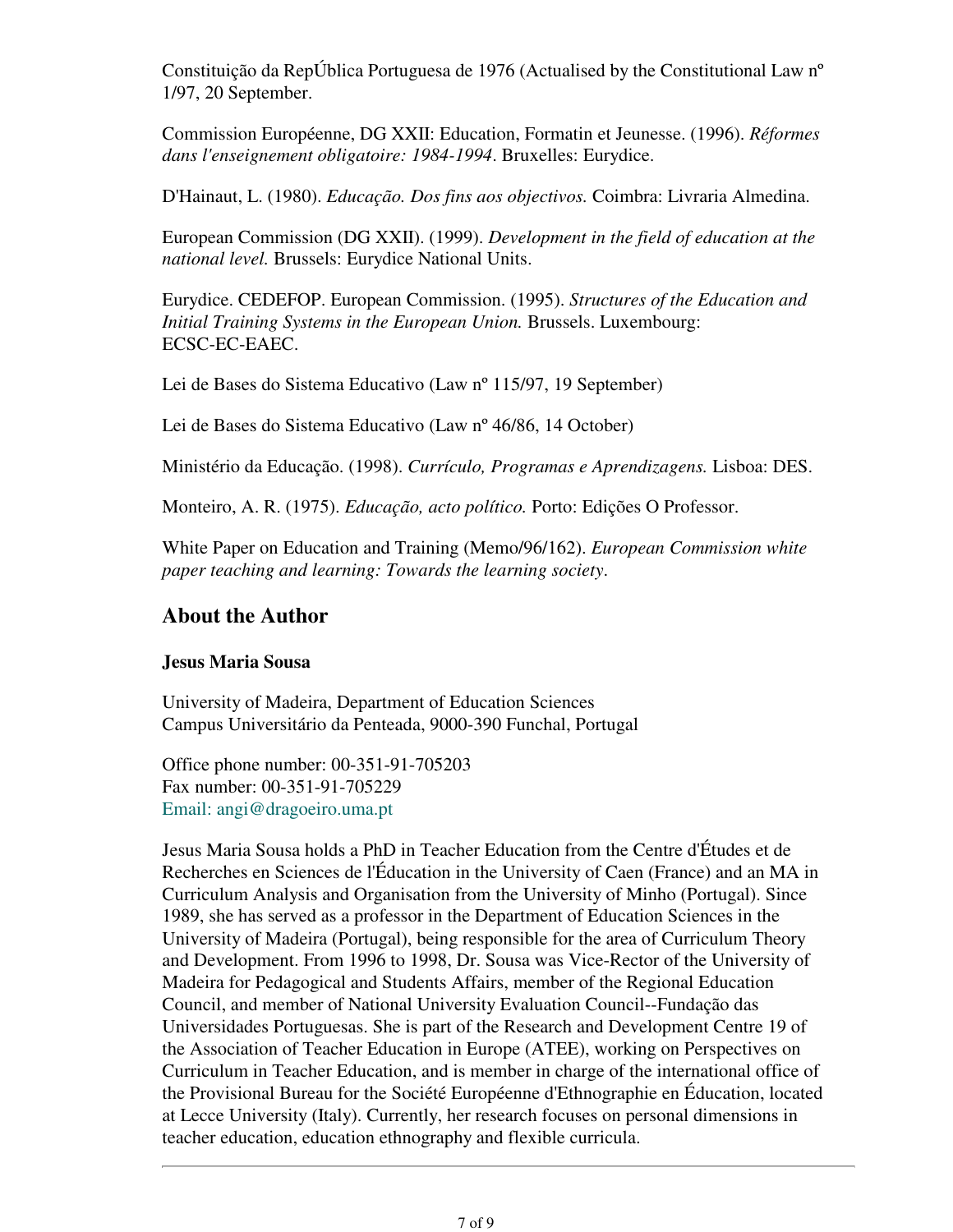Constituição da RepÚblica Portuguesa de 1976 (Actualised by the Constitutional Law nº 1/97, 20 September.

Commission Européenne, DG XXII: Education, Formatin et Jeunesse. (1996). *Réformes dans l'enseignement obligatoire: 1984-1994*. Bruxelles: Eurydice.

D'Hainaut, L. (1980). *Educação. Dos fins aos objectivos.* Coimbra: Livraria Almedina.

European Commission (DG XXII). (1999). *Development in the field of education at the national level.* Brussels: Eurydice National Units.

Eurydice. CEDEFOP. European Commission. (1995). *Structures of the Education and Initial Training Systems in the European Union.* Brussels. Luxembourg: ECSC-EC-EAEC.

Lei de Bases do Sistema Educativo (Law nº 115/97, 19 September)

Lei de Bases do Sistema Educativo (Law nº 46/86, 14 October)

Ministério da Educação. (1998). *Currículo, Programas e Aprendizagens.* Lisboa: DES.

Monteiro, A. R. (1975). *Educação, acto político.* Porto: Edições O Professor.

White Paper on Education and Training (Memo/96/162). *European Commission white paper teaching and learning: Towards the learning society*.

## About the Author

**Jesus Maria Sousa**

University of Madeira, Department of Education Sciences
Campus Universitário da Penteada, 9000-390 Funchal, Portugal

Office phone number: 00-351-91-705203
Fax number: 00-351-91-705229
Email: angi@dragoeiro.uma.pt

Jesus Maria Sousa holds a PhD in Teacher Education from the Centre d'Études et de Recherches en Sciences de l'Éducation in the University of Caen (France) and an MA in Curriculum Analysis and Organisation from the University of Minho (Portugal). Since 1989, she has served as a professor in the Department of Education Sciences in the University of Madeira (Portugal), being responsible for the area of Curriculum Theory and Development. From 1996 to 1998, Dr. Sousa was Vice-Rector of the University of Madeira for Pedagogical and Students Affairs, member of the Regional Education Council, and member of National University Evaluation Council--Fundação das Universidades Portuguesas. She is part of the Research and Development Centre 19 of the Association of Teacher Education in Europe (ATEE), working on Perspectives on Curriculum in Teacher Education, and is member in charge of the international office of the Provisional Bureau for the Société Européenne d'Ethnographie en Éducation, located at Lecce University (Italy). Currently, her research focuses on personal dimensions in teacher education, education ethnography and flexible curricula.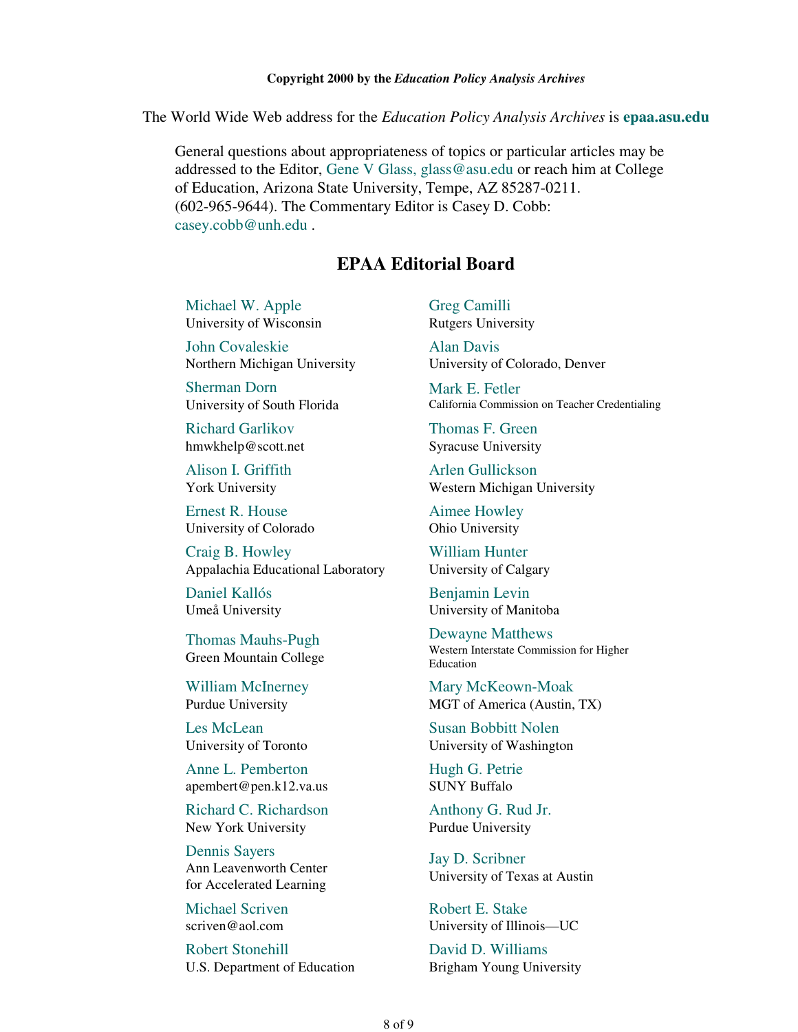**Copyright 2000 by the *Education Policy Analysis Archives***

The World Wide Web address for the *Education Policy Analysis Archives* is **epaa.asu.edu**

General questions about appropriateness of topics or particular articles may be addressed to the Editor, Gene V Glass, glass@asu.edu or reach him at College of Education, Arizona State University, Tempe, AZ 85287-0211. (602-965-9644). The Commentary Editor is Casey D. Cobb: casey.cobb@unh.edu .

## EPAA Editorial Board

Michael W. Apple
University of Wisconsin

Greg Camilli
Rutgers University

John Covaleskie
Northern Michigan University

Alan Davis
University of Colorado, Denver

Sherman Dorn
University of South Florida

Mark E. Fetler
California Commission on Teacher Credentialing

Richard Garlikov
hmwkhelp@scott.net

Thomas F. Green
Syracuse University

Alison I. Griffith
York University

Arlen Gullickson
Western Michigan University

Ernest R. House
University of Colorado

Aimee Howley
Ohio University

Craig B. Howley
Appalachia Educational Laboratory

William Hunter
University of Calgary

Daniel Kallós
Umeå University

Benjamin Levin
University of Manitoba

Thomas Mauhs-Pugh
Green Mountain College

Dewayne Matthews
Western Interstate Commission for Higher Education

William McInerney
Purdue University

Mary McKeown-Moak
MGT of America (Austin, TX)

Les McLean
University of Toronto

Susan Bobbitt Nolen
University of Washington

Anne L. Pemberton
apembert@pen.k12.va.us

Hugh G. Petrie
SUNY Buffalo

Richard C. Richardson
New York University

Anthony G. Rud Jr.
Purdue University

Dennis Sayers
Ann Leavenworth Center for Accelerated Learning

Jay D. Scribner
University of Texas at Austin

Michael Scriven
scriven@aol.com

Robert E. Stake
University of Illinois—UC

Robert Stonehill
U.S. Department of Education

David D. Williams
Brigham Young University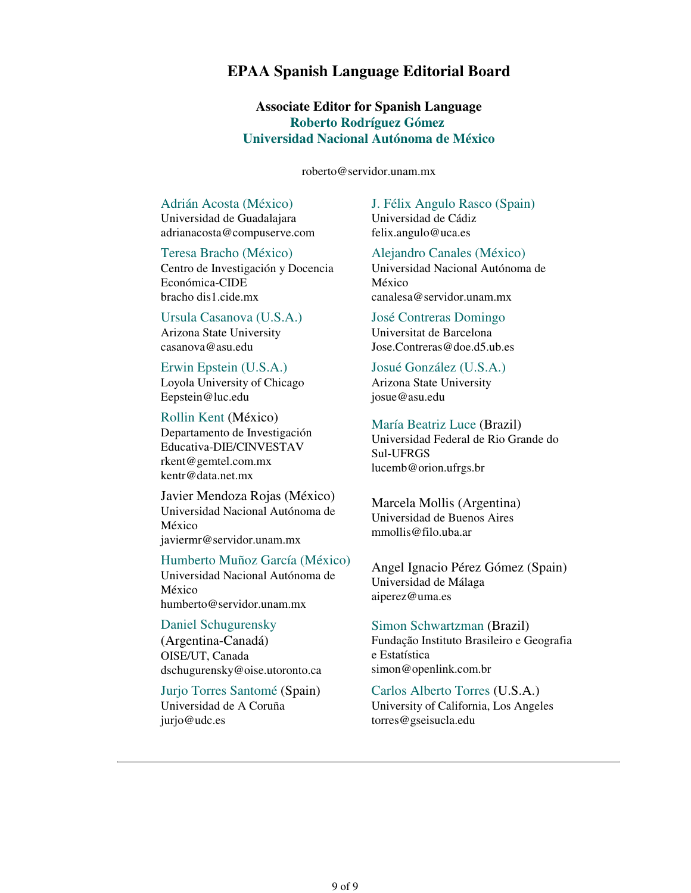## EPAA Spanish Language Editorial Board

**Associate Editor for Spanish Language**
**Roberto Rodríguez Gómez**
**Universidad Nacional Autónoma de México**

roberto@servidor.unam.mx

Adrián Acosta (México)
Universidad de Guadalajara
adrianacosta@compuserve.com

J. Félix Angulo Rasco (Spain)
Universidad de Cádiz
felix.angulo@uca.es

Teresa Bracho (México)
Centro de Investigación y Docencia Económica-CIDE
bracho dis1.cide.mx

Alejandro Canales (México)
Universidad Nacional Autónoma de México
canalesa@servidor.unam.mx

Ursula Casanova (U.S.A.)
Arizona State University
casanova@asu.edu

José Contreras Domingo
Universitat de Barcelona
Jose.Contreras@doe.d5.ub.es

Erwin Epstein (U.S.A.)
Loyola University of Chicago
Eepstein@luc.edu

Josué González (U.S.A.)
Arizona State University
josue@asu.edu

Rollin Kent (México)
Departamento de Investigación Educativa-DIE/CINVESTAV
rkent@gemtel.com.mx
kentr@data.net.mx

María Beatriz Luce (Brazil)
Universidad Federal de Rio Grande do Sul-UFRGS
lucemb@orion.ufrgs.br

Javier Mendoza Rojas (México)
Universidad Nacional Autónoma de México
javiermr@servidor.unam.mx

Marcela Mollis (Argentina)
Universidad de Buenos Aires
mmollis@filo.uba.ar

Humberto Muñoz García (México)
Universidad Nacional Autónoma de México
humberto@servidor.unam.mx

Angel Ignacio Pérez Gómez (Spain)
Universidad de Málaga
aiperez@uma.es

Daniel Schugurensky (Argentina-Canadá)
OISE/UT, Canada
dschugurensky@oise.utoronto.ca

Simon Schwartzman (Brazil)
Fundação Instituto Brasileiro e Geografia e Estatística
simon@openlink.com.br

Jurjo Torres Santomé (Spain)
Universidad de A Coruña
jurjo@udc.es

Carlos Alberto Torres (U.S.A.)
University of California, Los Angeles
torres@gseisucla.edu